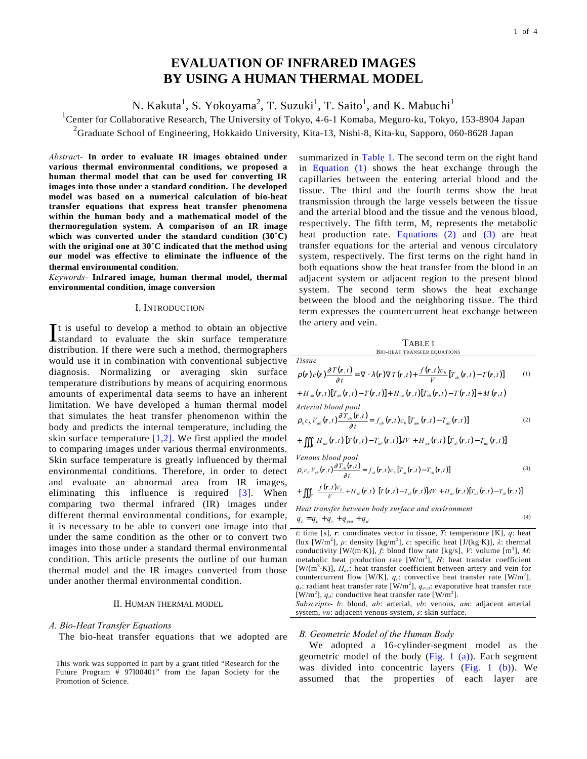# EVALUATION OF INFRARED IMAGES BY USING A HUMAN THERMAL MODEL

N. Kakuta[1], S. Yokoyama[2], T. Suzuki[1], T. Saito[1], and K. Mabuchi[1]

[1]Center for Collaborative Research, The University of Tokyo, 4-6-1 Komaba, Meguro-ku, Tokyo, 153-8904 Japan

[2]Graduate School of Engineering, Hokkaido University, Kita-13, Nishi-8, Kita-ku, Sapporo, 060-8628 Japan

*Abstract*- **In order to evaluate IR images obtained under various thermal environmental conditions, we proposed a human thermal model that can be used for converting IR images into those under a standard condition. The developed model was based on a numerical calculation of bio-heat transfer equations that express heat transfer phenomena within the human body and a mathematical model of the thermoregulation system. A comparison of an IR image which was converted under the standard condition (30˚C) with the original one at 30˚C indicated that the method using our model was effective to eliminate the influence of the thermal environmental condition.**

*Keywords*- **Infrared image, human thermal model, thermal environmental condition, image conversion**

## I. Introduction

It is useful to develop a method to obtain an objective standard to evaluate the skin surface temperature distribution. If there were such a method, thermographers would use it in combination with conventional subjective diagnosis. Normalizing or averaging skin surface temperature distributions by means of acquiring enormous amounts of experimental data seems to have an inherent limitation. We have developed a human thermal model that simulates the heat transfer phenomenon within the body and predicts the internal temperature, including the skin surface temperature [1,2]. We first applied the model to comparing images under various thermal environments. Skin surface temperature is greatly influenced by thermal environmental conditions. Therefore, in order to detect and evaluate an abnormal area from IR images, eliminating this influence is required [3]. When comparing two thermal infrared (IR) images under different thermal environmental conditions, for example, it is necessary to be able to convert one image into that under the same condition as the other or to convert two images into those under a standard thermal environmental condition. This article presents the outline of our human thermal model and the IR images converted from those under another thermal environmental condition.

## II. Human Thermal Model

### A. Bio-Heat Transfer Equations

The bio-heat transfer equations that we adopted are summarized in Table 1. The second term on the right hand in Equation (1) shows the heat exchange through the capillaries between the entering arterial blood and the tissue. The third and the fourth terms show the heat transmission through the large vessels between the tissue and the arterial blood and the tissue and the venous blood, respectively. The fifth term, M, represents the metabolic heat production rate. Equations (2) and (3) are heat transfer equations for the arterial and venous circulatory system, respectively. The first terms on the right hand in both equations show the heat transfer from the blood in an adjacent system or adjacent region to the present blood system. The second term shows the heat exchange between the blood and the neighboring tissue. The third term expresses the countercurrent heat exchange between the artery and vein.

TABLE I
BIO-HEAT TRANSFER EQUATIONS

*Tissue*

$$\rho(\mathbf{r})c(\mathbf{r})\frac{\partial T(\mathbf{r},t)}{\partial t} = \nabla\cdot\lambda(\mathbf{r})\nabla T(\mathbf{r},t) + \frac{f(\mathbf{r},t)c_b}{V}[T_{ab}(\mathbf{r},t) - T(\mathbf{r},t)] \tag{1}$$
$$+H_{ab}(\mathbf{r},t)[T_{ab}(\mathbf{r},t) - T(\mathbf{r},t)] + H_{vb}(\mathbf{r},t)[T_{vb}(\mathbf{r},t) - T(\mathbf{r},t)] + M(\mathbf{r},t)$$

*Arterial blood pool*

$$\rho_b c_b V_{ab}(\mathbf{r},t)\frac{\partial T_{ab}(\mathbf{r},t)}{\partial t} = f_{ab}(\mathbf{r},t)c_b[T_{am}(\mathbf{r},t) - T_{ab}(\mathbf{r},t)] \tag{2}$$
$$+\iiint_V H_{ab}(\mathbf{r},t)[T(\mathbf{r},t) - T_{ab}(\mathbf{r},t)]dV + H_{av}(\mathbf{r},t)[T_{vb}(\mathbf{r},t) - T_{ab}(\mathbf{r},t)]$$

*Venous blood pool*

$$\rho_b c_b V_{vb}(\mathbf{r},t)\frac{\partial T_{vb}(\mathbf{r},t)}{\partial t} = f_{vb}(\mathbf{r},t)c_b[T_{vn}(\mathbf{r},t) - T_{vb}(\mathbf{r},t)] \tag{3}$$
$$+\iiint_V \frac{f(\mathbf{r},t)c_b}{V} + H_{vb}(\mathbf{r},t)\,[T(\mathbf{r},t) - T_{vb}(\mathbf{r},t)]dV + H_{av}(\mathbf{r},t)[T_{ab}(\mathbf{r},t) - T_{vb}(\mathbf{r},t)]$$

*Heat transfer between body surface and environment*

$$q_s = q_c + q_r + q_{eva} + q_d \tag{4}$$

$t$: time [s], $\mathbf{r}$: coordinates vector in tissue, $T$: temperature [K], $q$: heat flux [W/m$^2$], $\rho$: density [kg/m$^3$], $c$: specific heat [J/(kg·K)], $\lambda$: thermal conductivity [W/(m·K)], $f$: blood flow rate [kg/s], $V$: volume [m$^3$], $M$: metabolic heat production rate [W/m$^3$], $H$: heat transfer coefficient [W/(m$^3$·K)], $H_{av}$: heat transfer coefficient between artery and vein for countercurrent flow [W/K], $q_c$: convective heat transfer rate [W/m$^2$], $q_r$: radiant heat transfer rate [W/m$^2$], $q_{eva}$: evaporative heat transfer rate [W/m$^2$], $q_d$: conductive heat transfer rate [W/m$^2$].

*Subscripts*- $b$: blood, $ab$: arterial, $vb$: venous, $am$: adjacent arterial system, $vn$: adjacent venous system, $s$: skin surface.

### B. Geometric Model of the Human Body

We adopted a 16-cylinder-segment model as the geometric model of the body (Fig. 1 (a)). Each segment was divided into concentric layers (Fig. 1 (b)). We assumed that the properties of each layer are

This work was supported in part by a grant titled "Research for the Future Program # 97I00401" from the Japan Society for the Promotion of Science.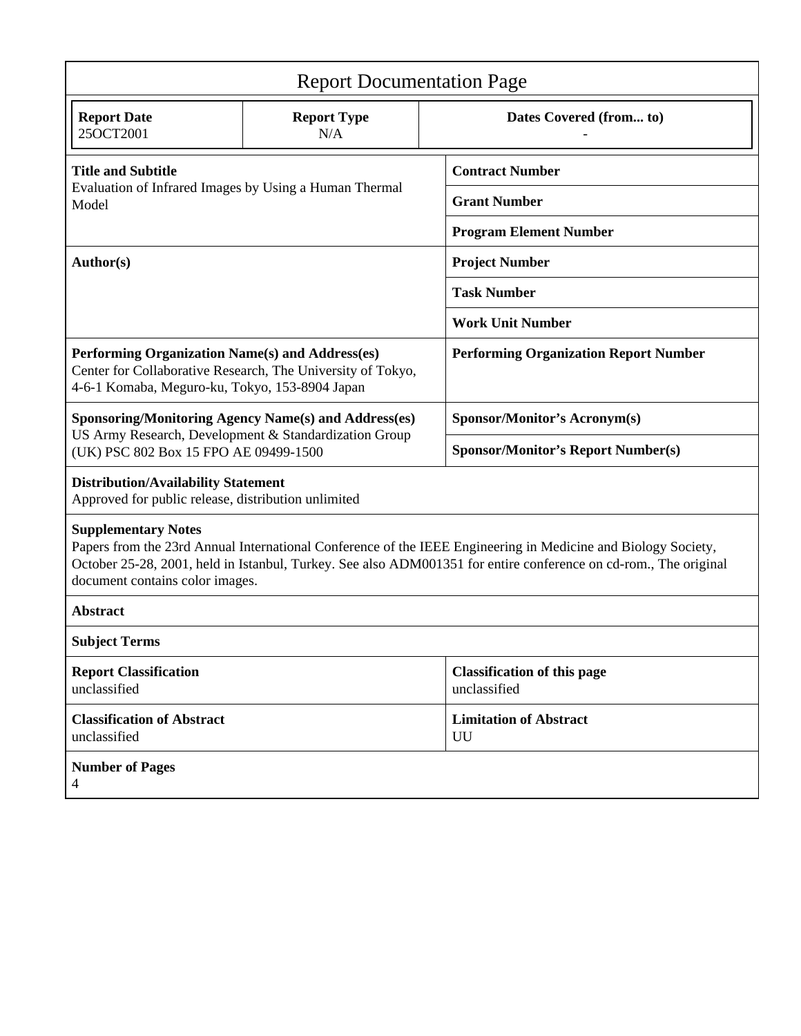# Report Documentation Page

| Report Date | Report Type | Dates Covered (from... to) |
|---|---|---|
| 25OCT2001 | N/A | - |

| | |
|---|---|
| **Title and Subtitle**<br>Evaluation of Infrared Images by Using a Human Thermal Model | **Contract Number** |
| | **Grant Number** |
| | **Program Element Number** |
| **Author(s)** | **Project Number** |
| | **Task Number** |
| | **Work Unit Number** |
| **Performing Organization Name(s) and Address(es)**<br>Center for Collaborative Research, The University of Tokyo, 4-6-1 Komaba, Meguro-ku, Tokyo, 153-8904 Japan | **Performing Organization Report Number** |
| **Sponsoring/Monitoring Agency Name(s) and Address(es)**<br>US Army Research, Development & Standardization Group (UK) PSC 802 Box 15 FPO AE 09499-1500 | **Sponsor/Monitor's Acronym(s)** |
| | **Sponsor/Monitor's Report Number(s)** |

**Distribution/Availability Statement**
Approved for public release, distribution unlimited

**Supplementary Notes**
Papers from the 23rd Annual International Conference of the IEEE Engineering in Medicine and Biology Society, October 25-28, 2001, held in Istanbul, Turkey. See also ADM001351 for entire conference on cd-rom., The original document contains color images.

**Abstract**

**Subject Terms**

| | |
|---|---|
| **Report Classification**<br>unclassified | **Classification of this page**<br>unclassified |
| **Classification of Abstract**<br>unclassified | **Limitation of Abstract**<br>UU |

**Number of Pages**
4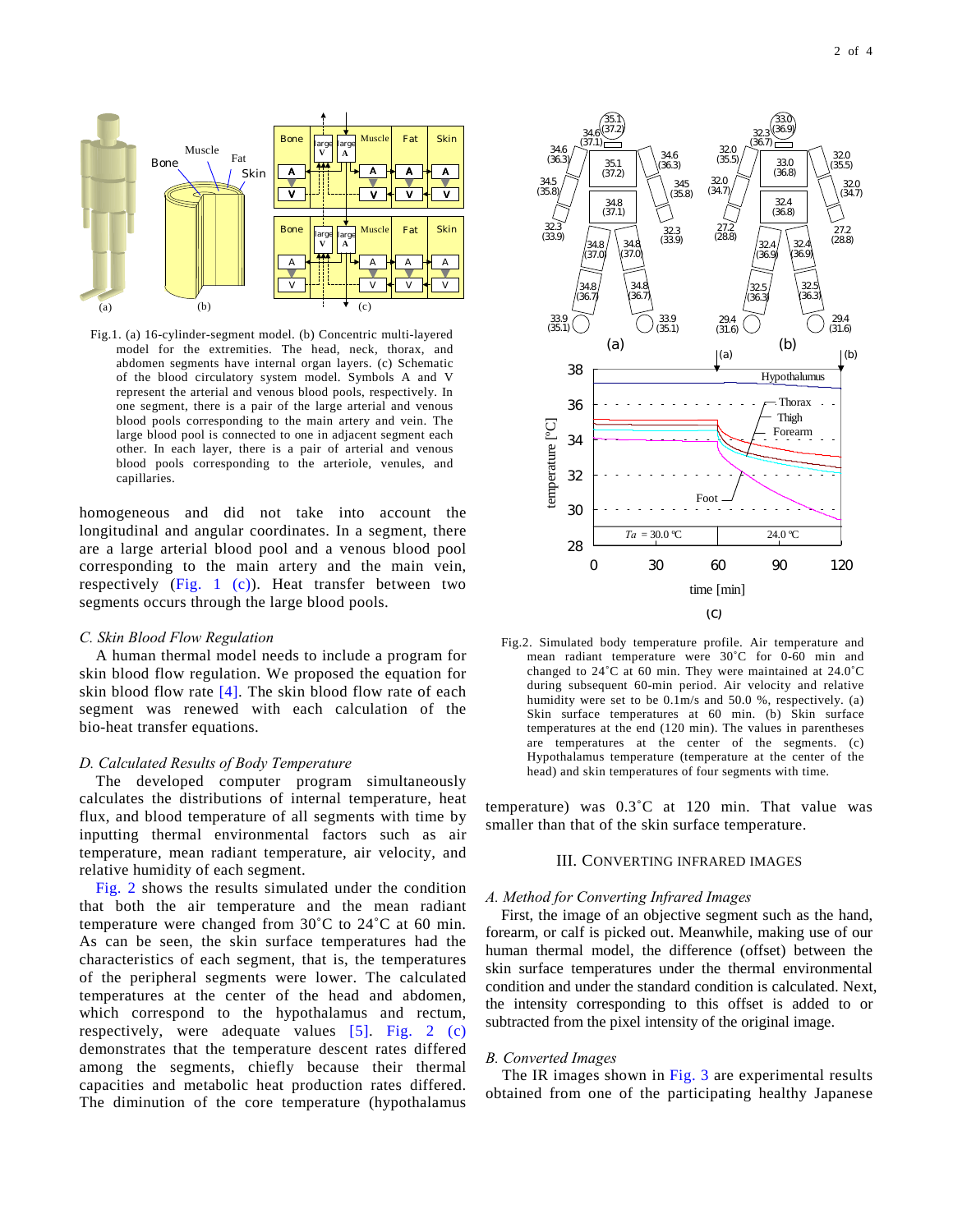Fig.1. (a) 16-cylinder-segment model. (b) Concentric multi-layered model for the extremities. The head, neck, thorax, and abdomen segments have internal organ layers. (c) Schematic of the blood circulatory system model. Symbols A and V represent the arterial and venous blood pools, respectively. In one segment, there is a pair of the large arterial and venous blood pools corresponding to the main artery and vein. The large blood pool is connected to one in adjacent segment each other. In each layer, there is a pair of arterial and venous blood pools corresponding to the arteriole, venules, and capillaries.

homogeneous and did not take into account the longitudinal and angular coordinates. In a segment, there are a large arterial blood pool and a venous blood pool corresponding to the main artery and the main vein, respectively (Fig. 1 (c)). Heat transfer between two segments occurs through the large blood pools.

### *C. Skin Blood Flow Regulation*

A human thermal model needs to include a program for skin blood flow regulation. We proposed the equation for skin blood flow rate [4]. The skin blood flow rate of each segment was renewed with each calculation of the bio-heat transfer equations.

### *D. Calculated Results of Body Temperature*

The developed computer program simultaneously calculates the distributions of internal temperature, heat flux, and blood temperature of all segments with time by inputting thermal environmental factors such as air temperature, mean radiant temperature, air velocity, and relative humidity of each segment.

Fig. 2 shows the results simulated under the condition that both the air temperature and the mean radiant temperature were changed from 30˚C to 24˚C at 60 min. As can be seen, the skin surface temperatures had the characteristics of each segment, that is, the temperatures of the peripheral segments were lower. The calculated temperatures at the center of the head and abdomen, which correspond to the hypothalamus and rectum, respectively, were adequate values [5]. Fig. 2 (c) demonstrates that the temperature descent rates differed among the segments, chiefly because their thermal capacities and metabolic heat production rates differed. The diminution of the core temperature (hypothalamus temperature) was 0.3˚C at 120 min. That value was smaller than that of the skin surface temperature.

Fig.2. Simulated body temperature profile. Air temperature and mean radiant temperature were 30˚C for 0-60 min and changed to 24.0˚C at 60 min. They were maintained at 24.0˚C during subsequent 60-min period. Air velocity and relative humidity were set to be 0.1m/s and 50.0 %, respectively. (a) Skin surface temperatures at 60 min. (b) Skin surface temperatures at the end (120 min). The values in parentheses are temperatures at the center of the segments. (c) Hypothalamus temperature (temperature at the center of the head) and skin temperatures of four segments with time.

## III. Converting Infrared Images

### *A. Method for Converting Infrared Images*

First, the image of an objective segment such as the hand, forearm, or calf is picked out. Meanwhile, making use of our human thermal model, the difference (offset) between the skin surface temperatures under the thermal environmental condition and under the standard condition is calculated. Next, the intensity corresponding to this offset is added to or subtracted from the pixel intensity of the original image.

### *B. Converted Images*

The IR images shown in Fig. 3 are experimental results obtained from one of the participating healthy Japanese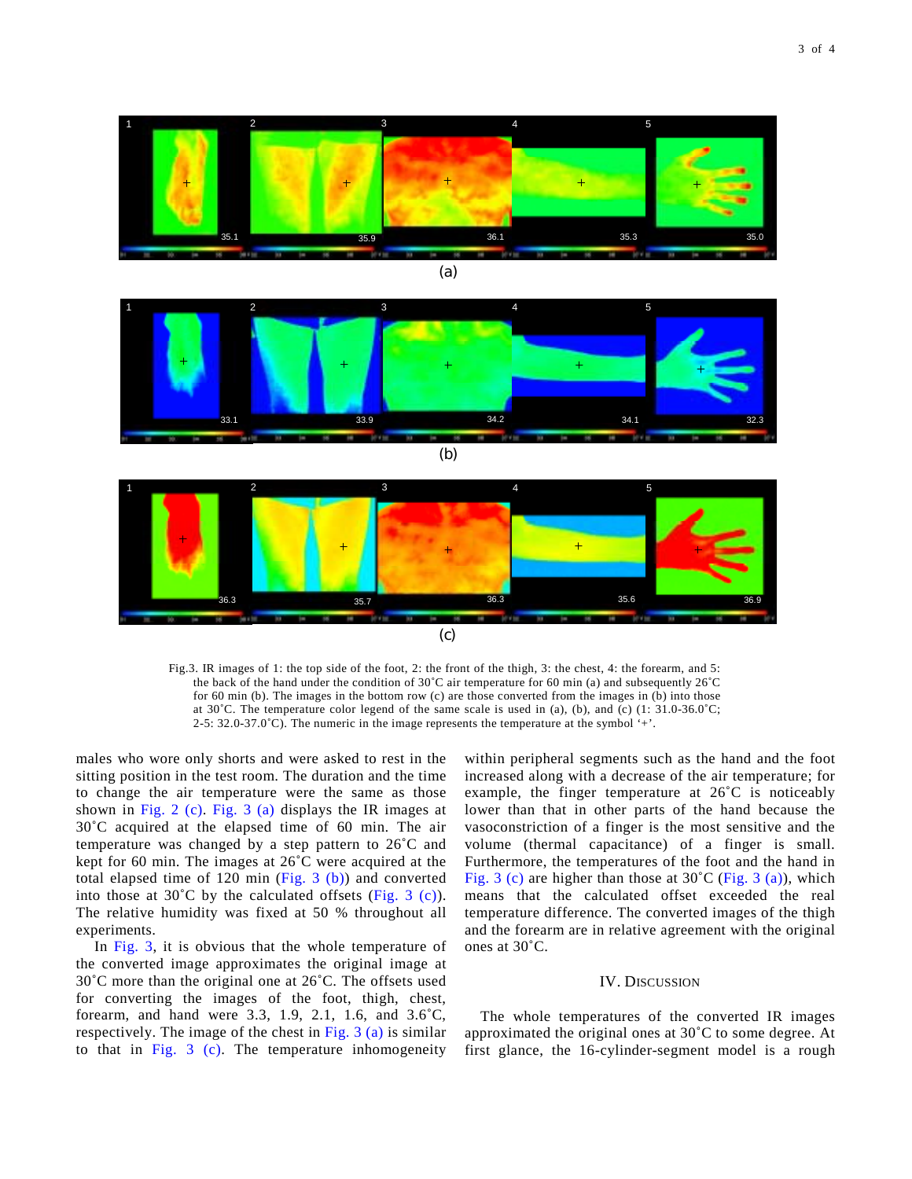Fig.3. IR images of 1: the top side of the foot, 2: the front of the thigh, 3: the chest, 4: the forearm, and 5: the back of the hand under the condition of 30˚C air temperature for 60 min (a) and subsequently 26˚C for 60 min (b). The images in the bottom row (c) are those converted from the images in (b) into those at 30˚C. The temperature color legend of the same scale is used in (a), (b), and (c) (1: 31.0-36.0˚C; 2-5: 32.0-37.0˚C). The numeric in the image represents the temperature at the symbol '+'.

males who wore only shorts and were asked to rest in the sitting position in the test room. The duration and the time to change the air temperature were the same as those shown in Fig. 2 (c). Fig. 3 (a) displays the IR images at 30˚C acquired at the elapsed time of 60 min. The air temperature was changed by a step pattern to 26˚C and kept for 60 min. The images at 26˚C were acquired at the total elapsed time of 120 min (Fig. 3 (b)) and converted into those at 30˚C by the calculated offsets (Fig. 3 (c)). The relative humidity was fixed at 50 % throughout all experiments.

In Fig. 3, it is obvious that the whole temperature of the converted image approximates the original image at 30˚C more than the original one at 26˚C. The offsets used for converting the images of the foot, thigh, chest, forearm, and hand were 3.3, 1.9, 2.1, 1.6, and 3.6˚C, respectively. The image of the chest in Fig. 3 (a) is similar to that in Fig. 3 (c). The temperature inhomogeneity within peripheral segments such as the hand and the foot increased along with a decrease of the air temperature; for example, the finger temperature at 26˚C is noticeably lower than that in other parts of the hand because the vasoconstriction of a finger is the most sensitive and the volume (thermal capacitance) of a finger is small. Furthermore, the temperatures of the foot and the hand in Fig. 3 (c) are higher than those at 30˚C (Fig. 3 (a)), which means that the calculated offset exceeded the real temperature difference. The converted images of the thigh and the forearm are in relative agreement with the original ones at 30˚C.

## IV. Discussion

The whole temperatures of the converted IR images approximated the original ones at 30˚C to some degree. At first glance, the 16-cylinder-segment model is a rough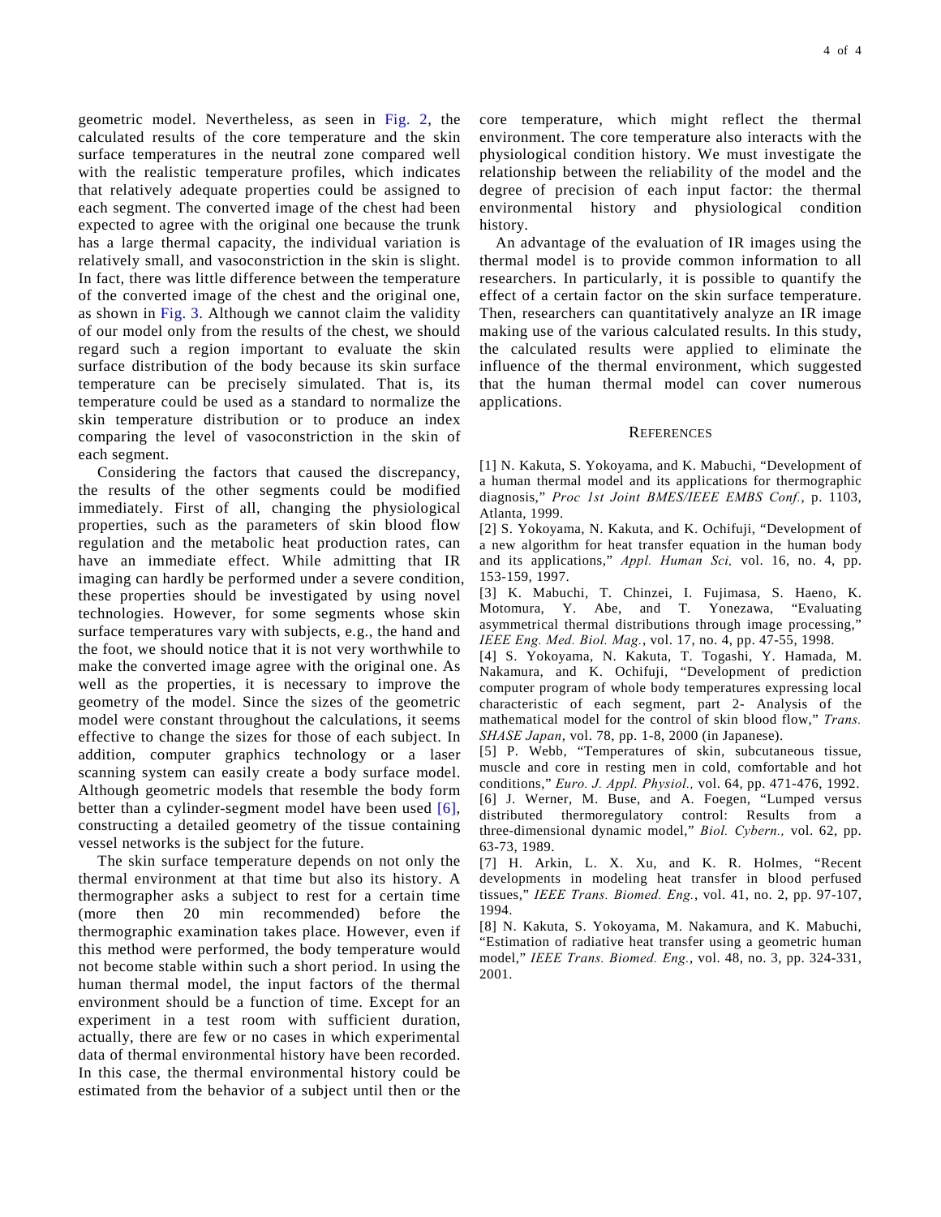geometric model. Nevertheless, as seen in Fig. 2, the calculated results of the core temperature and the skin surface temperatures in the neutral zone compared well with the realistic temperature profiles, which indicates that relatively adequate properties could be assigned to each segment. The converted image of the chest had been expected to agree with the original one because the trunk has a large thermal capacity, the individual variation is relatively small, and vasoconstriction in the skin is slight. In fact, there was little difference between the temperature of the converted image of the chest and the original one, as shown in Fig. 3. Although we cannot claim the validity of our model only from the results of the chest, we should regard such a region important to evaluate the skin surface distribution of the body because its skin surface temperature can be precisely simulated. That is, its temperature could be used as a standard to normalize the skin temperature distribution or to produce an index comparing the level of vasoconstriction in the skin of each segment.

Considering the factors that caused the discrepancy, the results of the other segments could be modified immediately. First of all, changing the physiological properties, such as the parameters of skin blood flow regulation and the metabolic heat production rates, can have an immediate effect. While admitting that IR imaging can hardly be performed under a severe condition, these properties should be investigated by using novel technologies. However, for some segments whose skin surface temperatures vary with subjects, e.g., the hand and the foot, we should notice that it is not very worthwhile to make the converted image agree with the original one. As well as the properties, it is necessary to improve the geometry of the model. Since the sizes of the geometric model were constant throughout the calculations, it seems effective to change the sizes for those of each subject. In addition, computer graphics technology or a laser scanning system can easily create a body surface model. Although geometric models that resemble the body form better than a cylinder-segment model have been used [6], constructing a detailed geometry of the tissue containing vessel networks is the subject for the future.

The skin surface temperature depends on not only the thermal environment at that time but also its history. A thermographer asks a subject to rest for a certain time (more then 20 min recommended) before the thermographic examination takes place. However, even if this method were performed, the body temperature would not become stable within such a short period. In using the human thermal model, the input factors of the thermal environment should be a function of time. Except for an experiment in a test room with sufficient duration, actually, there are few or no cases in which experimental data of thermal environmental history have been recorded. In this case, the thermal environmental history could be estimated from the behavior of a subject until then or the core temperature, which might reflect the thermal environment. The core temperature also interacts with the physiological condition history. We must investigate the relationship between the reliability of the model and the degree of precision of each input factor: the thermal environmental history and physiological condition history.

An advantage of the evaluation of IR images using the thermal model is to provide common information to all researchers. In particularly, it is possible to quantify the effect of a certain factor on the skin surface temperature. Then, researchers can quantitatively analyze an IR image making use of the various calculated results. In this study, the calculated results were applied to eliminate the influence of the thermal environment, which suggested that the human thermal model can cover numerous applications.

## References

[1] N. Kakuta, S. Yokoyama, and K. Mabuchi, "Development of a human thermal model and its applications for thermographic diagnosis," *Proc 1st Joint BMES/IEEE EMBS Conf.*, p. 1103, Atlanta, 1999.

[2] S. Yokoyama, N. Kakuta, and K. Ochifuji, "Development of a new algorithm for heat transfer equation in the human body and its applications," *Appl. Human Sci,* vol. 16, no. 4, pp. 153-159, 1997.

[3] K. Mabuchi, T. Chinzei, I. Fujimasa, S. Haeno, K. Motomura, Y. Abe, and T. Yonezawa, "Evaluating asymmetrical thermal distributions through image processing," *IEEE Eng. Med. Biol. Mag.*, vol. 17, no. 4, pp. 47-55, 1998.

[4] S. Yokoyama, N. Kakuta, T. Togashi, Y. Hamada, M. Nakamura, and K. Ochifuji, "Development of prediction computer program of whole body temperatures expressing local characteristic of each segment, part 2- Analysis of the mathematical model for the control of skin blood flow," *Trans. SHASE Japan*, vol. 78, pp. 1-8, 2000 (in Japanese).

[5] P. Webb, "Temperatures of skin, subcutaneous tissue, muscle and core in resting men in cold, comfortable and hot conditions," *Euro. J. Appl. Physiol.,* vol. 64, pp. 471-476, 1992.

[6] J. Werner, M. Buse, and A. Foegen, "Lumped versus distributed thermoregulatory control: Results from a three-dimensional dynamic model," *Biol. Cybern.,* vol. 62, pp. 63-73, 1989.

[7] H. Arkin, L. X. Xu, and K. R. Holmes, "Recent developments in modeling heat transfer in blood perfused tissues," *IEEE Trans. Biomed. Eng.*, vol. 41, no. 2, pp. 97-107, 1994.

[8] N. Kakuta, S. Yokoyama, M. Nakamura, and K. Mabuchi, "Estimation of radiative heat transfer using a geometric human model," *IEEE Trans. Biomed. Eng.*, vol. 48, no. 3, pp. 324-331, 2001.